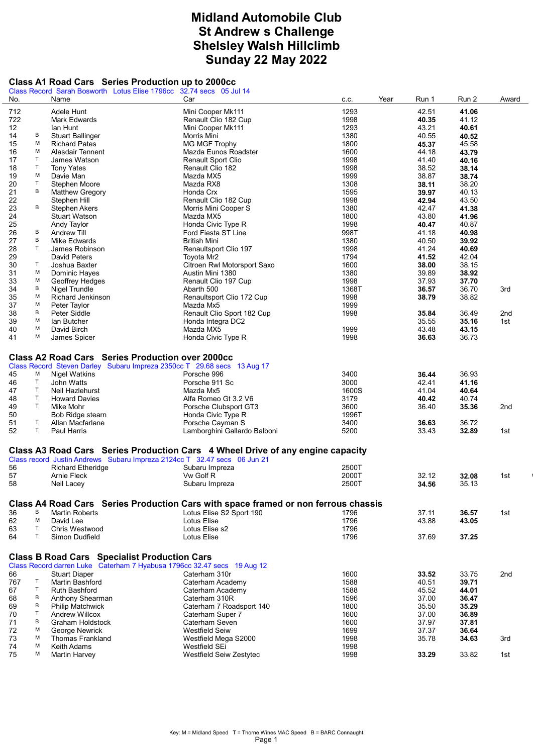# Midland Automobile Club
# St Andrew s Challenge
# Shelsley Walsh Hillclimb
# Sunday 22 May 2022

## Class A1 Road Cars Series Production up to 2000cc

Class Record Sarah Bosworth Lotus Elise 1796cc 32.74 secs 05 Jul 14

| No. | | Name | Car | c.c. | Year | Run 1 | Run 2 | Award |
|---|---|---|---|---|---|---|---|---|
| 712 | | Adele Hunt | Mini Cooper Mk111 | 1293 | | 42.51 | **41.06** | |
| 722 | | Mark Edwards | Renault Clio 182 Cup | 1998 | | **40.35** | 41.12 | |
| 12 | | Ian Hunt | Mini Cooper Mk111 | 1293 | | 43.21 | **40.61** | |
| 14 | B | Stuart Ballinger | Morris Mini | 1380 | | 40.55 | **40.52** | |
| 15 | M | Richard Pates | MG MGF Trophy | 1800 | | **45.37** | 45.58 | |
| 16 | M | Alasdair Tennent | Mazda Eunos Roadster | 1600 | | 44.18 | **43.79** | |
| 17 | T | James Watson | Renault Sport Clio | 1998 | | 41.40 | **40.16** | |
| 18 | T | Tony Yates | Renault Clio 182 | 1998 | | 38.52 | **38.14** | |
| 19 | M | Davie Man | Mazda MX5 | 1999 | | 38.87 | **38.74** | |
| 20 | T | Stephen Moore | Mazda RX8 | 1308 | | **38.11** | 38.20 | |
| 21 | B | Matthew Gregory | Honda Crx | 1595 | | **39.97** | 40.13 | |
| 22 | | Stephen Hill | Renault Clio 182 Cup | 1998 | | **42.94** | 43.50 | |
| 23 | B | Stephen Akers | Morris Mini Cooper S | 1380 | | 42.47 | **41.38** | |
| 24 | | Stuart Watson | Mazda MX5 | 1800 | | 43.80 | **41.96** | |
| 25 | | Andy Taylor | Honda Civic Type R | 1998 | | **40.47** | 40.87 | |
| 26 | B | Andrew Till | Ford Fiesta ST Line | 998T | | 41.18 | **40.98** | |
| 27 | B | Mike Edwards | British Mini | 1380 | | 40.50 | **39.92** | |
| 28 | T | James Robinson | Renaultsport Clio 197 | 1998 | | 41.24 | **40.69** | |
| 29 | | David Peters | Toyota Mr2 | 1794 | | **41.52** | 42.04 | |
| 30 | T | Joshua Baxter | Citroen Rwl Motorsport Saxo | 1600 | | **38.00** | 38.15 | |
| 31 | M | Dominic Hayes | Austin Mini 1380 | 1380 | | 39.89 | **38.92** | |
| 33 | M | Geoffrey Hedges | Renault Clio 197 Cup | 1998 | | 37.93 | **37.70** | |
| 34 | B | Nigel Trundle | Abarth 500 | 1368T | | **36.57** | 36.70 | 3rd |
| 35 | M | Richard Jenkinson | Renaultsport Clio 172 Cup | 1998 | | **38.79** | 38.82 | |
| 37 | M | Peter Taylor | Mazda Mx5 | 1999 | | | | |
| 38 | B | Peter Siddle | Renault Clio Sport 182 Cup | 1998 | | **35.84** | 36.49 | 2nd |
| 39 | M | Ian Butcher | Honda Integra DC2 | | | 35.55 | **35.16** | 1st |
| 40 | M | David Birch | Mazda MX5 | 1999 | | 43.48 | **43.15** | |
| 41 | M | James Spicer | Honda Civic Type R | 1998 | | **36.63** | 36.73 | |

## Class A2 Road Cars Series Production over 2000cc

Class Record Steven Darley Subaru Impreza 2350cc T 29.68 secs 13 Aug 17

| No. | | Name | Car | c.c. | Year | Run 1 | Run 2 | Award |
|---|---|---|---|---|---|---|---|---|
| 45 | M | Nigel Watkins | Porsche 996 | 3400 | | **36.44** | 36.93 | |
| 46 | T | John Watts | Porsche 911 Sc | 3000 | | 42.41 | **41.16** | |
| 47 | T | Neil Hazlehurst | Mazda Mx5 | 1600S | | 41.04 | **40.64** | |
| 48 | T | Howard Davies | Alfa Romeo Gt 3.2 V6 | 3179 | | **40.42** | 40.74 | |
| 49 | T | Mike Mohr | Porsche Clubsport GT3 | 3600 | | 36.40 | **35.36** | 2nd |
| 50 | | Bob Ridge stearn | Honda Civic Type R | 1996T | | | | |
| 51 | T | Allan Macfarlane | Porsche Cayman S | 3400 | | **36.63** | 36.72 | |
| 52 | T | Paul Harris | Lamborghini Gallardo Balboni | 5200 | | 33.43 | **32.89** | 1st |

## Class A3 Road Cars Series Production Cars 4 Wheel Drive of any engine capacity

Class record Justin Andrews Subaru Impreza 2124cc T 32.47 secs 06 Jun 21

| No. | | Name | Car | c.c. | Year | Run 1 | Run 2 | Award |
|---|---|---|---|---|---|---|---|---|
| 56 | | Richard Etheridge | Subaru Impreza | 2500T | | | | |
| 57 | | Arnie Fleck | Vw Golf R | 2000T | | 32.12 | **32.08** | 1st |
| 58 | | Neil Lacey | Subaru Impreza | 2500T | | **34.56** | 35.13 | |

## Class A4 Road Cars Series Production Cars with space framed or non ferrous chassis

| No. | | Name | Car | c.c. | Year | Run 1 | Run 2 | Award |
|---|---|---|---|---|---|---|---|---|
| 36 | B | Martin Roberts | Lotus Elise S2 Sport 190 | 1796 | | 37.11 | **36.57** | 1st |
| 62 | M | David Lee | Lotus Elise | 1796 | | 43.88 | **43.05** | |
| 63 | T | Chris Westwood | Lotus Elise s2 | 1796 | | | | |
| 64 | T | Simon Dudfield | Lotus Elise | 1796 | | 37.69 | **37.25** | |

## Class B Road Cars Specialist Production Cars

Class Record darren Luke Caterham 7 Hyabusa 1796cc 32.47 secs 19 Aug 12

| No. | | Name | Car | c.c. | Year | Run 1 | Run 2 | Award |
|---|---|---|---|---|---|---|---|---|
| 66 | | Stuart Diaper | Caterham 310r | 1600 | | **33.52** | 33.75 | 2nd |
| 767 | T | Martin Bashford | Caterham Academy | 1588 | | 40.51 | **39.71** | |
| 67 | T | Ruth Bashford | Caterham Academy | 1588 | | 45.52 | **44.01** | |
| 68 | B | Anthony Shearman | Caterham 310R | 1596 | | 37.00 | **36.47** | |
| 69 | B | Philip Matchwick | Caterham 7 Roadsport 140 | 1800 | | 35.50 | **35.29** | |
| 70 | T | Andrew Willcox | Caterham Super 7 | 1600 | | 37.00 | **36.89** | |
| 71 | B | Graham Holdstock | Caterham Seven | 1600 | | 37.97 | **37.81** | |
| 72 | M | George Newrick | Westfield Seiw | 1699 | | 37.37 | **36.64** | |
| 73 | M | Thomas Frankland | Westfield Mega S2000 | 1998 | | 35.78 | **34.63** | 3rd |
| 74 | M | Keith Adams | Westfield SEi | 1998 | | | | |
| 75 | M | Martin Harvey | Westfield Seiw Zestytec | 1998 | | **33.29** | 33.82 | 1st |

Key: M = Midland Speed T = Thorne Wines MAC Speed B = BARC Connaught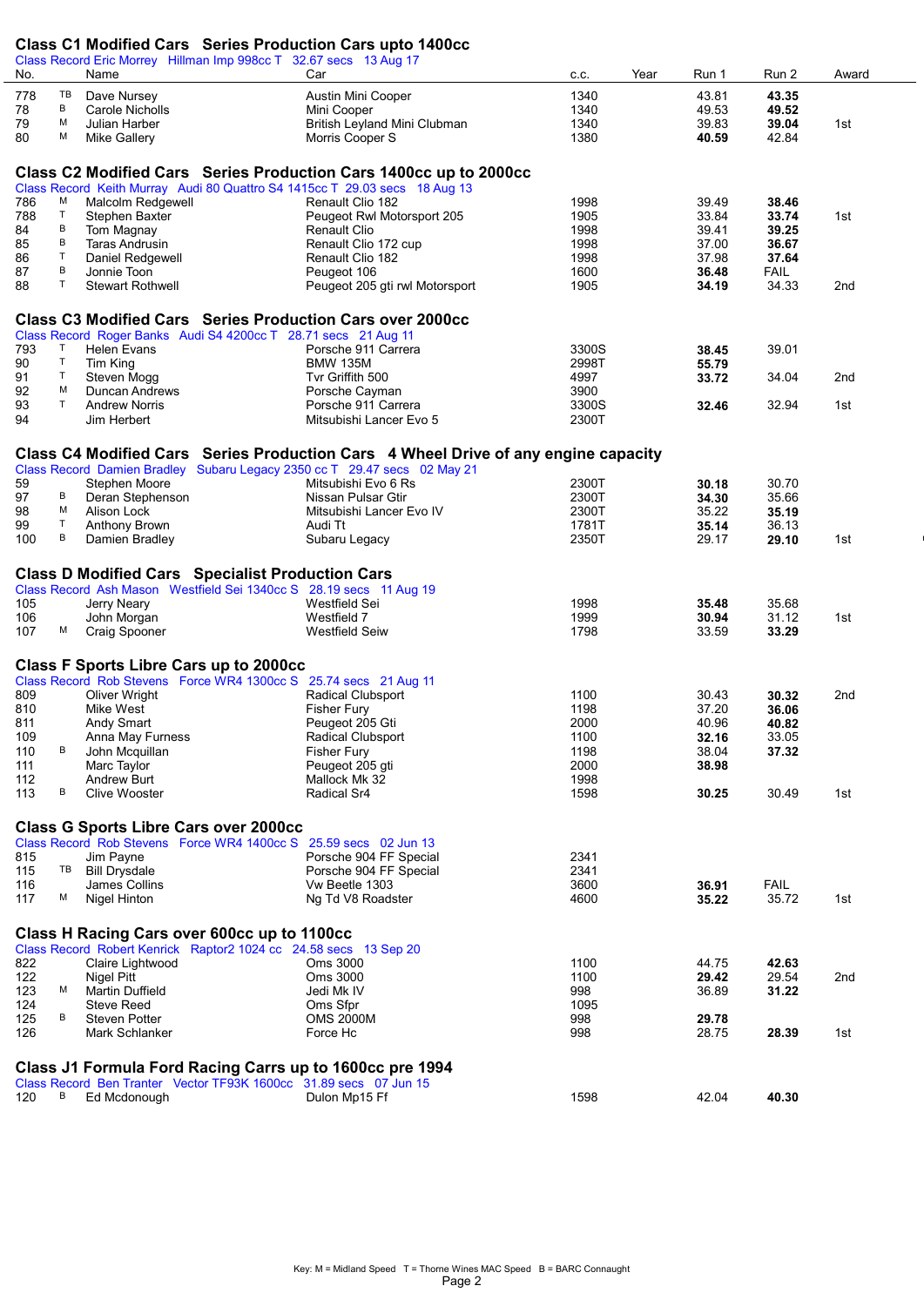## Class C1 Modified Cars Series Production Cars upto 1400cc

Class Record Eric Morrey Hillman Imp 998cc T 32.67 secs 13 Aug 17

| No. | | Name | Car | c.c. | Year | Run 1 | Run 2 | Award |
|---|---|---|---|---|---|---|---|---|
| 778 | TB | Dave Nursey | Austin Mini Cooper | 1340 | | 43.81 | **43.35** | |
| 78 | B | Carole Nicholls | Mini Cooper | 1340 | | 49.53 | **49.52** | |
| 79 | M | Julian Harber | British Leyland Mini Clubman | 1340 | | 39.83 | **39.04** | 1st |
| 80 | M | Mike Gallery | Morris Cooper S | 1380 | | **40.59** | 42.84 | |

## Class C2 Modified Cars Series Production Cars 1400cc up to 2000cc

Class Record Keith Murray Audi 80 Quattro S4 1415cc T 29.03 secs 18 Aug 13

| No. | | Name | Car | c.c. | Year | Run 1 | Run 2 | Award |
|---|---|---|---|---|---|---|---|---|
| 786 | M | Malcolm Redgewell | Renault Clio 182 | 1998 | | 39.49 | **38.46** | |
| 788 | T | Stephen Baxter | Peugeot Rwl Motorsport 205 | 1905 | | 33.84 | **33.74** | 1st |
| 84 | B | Tom Magnay | Renault Clio | 1998 | | 39.41 | **39.25** | |
| 85 | B | Taras Andrusin | Renault Clio 172 cup | 1998 | | 37.00 | **36.67** | |
| 86 | T | Daniel Redgewell | Renault Clio 182 | 1998 | | 37.98 | **37.64** | |
| 87 | B | Jonnie Toon | Peugeot 106 | 1600 | | **36.48** | FAIL | |
| 88 | T | Stewart Rothwell | Peugeot 205 gti rwl Motorsport | 1905 | | **34.19** | 34.33 | 2nd |

## Class C3 Modified Cars Series Production Cars over 2000cc

Class Record Roger Banks Audi S4 4200cc T 28.71 secs 21 Aug 11

| No. | | Name | Car | c.c. | Year | Run 1 | Run 2 | Award |
|---|---|---|---|---|---|---|---|---|
| 793 | T | Helen Evans | Porsche 911 Carrera | 3300S | | **38.45** | 39.01 | |
| 90 | T | Tim King | BMW 135M | 2998T | | **55.79** | | |
| 91 | T | Steven Mogg | Tvr Griffith 500 | 4997 | | **33.72** | 34.04 | 2nd |
| 92 | M | Duncan Andrews | Porsche Cayman | 3900 | | | | |
| 93 | T | Andrew Norris | Porsche 911 Carrera | 3300S | | **32.46** | 32.94 | 1st |
| 94 | | Jim Herbert | Mitsubishi Lancer Evo 5 | 2300T | | | | |

## Class C4 Modified Cars Series Production Cars 4 Wheel Drive of any engine capacity

Class Record Damien Bradley Subaru Legacy 2350 cc T 29.47 secs 02 May 21

| No. | | Name | Car | c.c. | Year | Run 1 | Run 2 | Award |
|---|---|---|---|---|---|---|---|---|
| 59 | | Stephen Moore | Mitsubishi Evo 6 Rs | 2300T | | **30.18** | 30.70 | |
| 97 | B | Deran Stephenson | Nissan Pulsar Gtir | 2300T | | **34.30** | 35.66 | |
| 98 | M | Alison Lock | Mitsubishi Lancer Evo IV | 2300T | | 35.22 | **35.19** | |
| 99 | T | Anthony Brown | Audi Tt | 1781T | | **35.14** | 36.13 | |
| 100 | B | Damien Bradley | Subaru Legacy | 2350T | | 29.17 | **29.10** | 1st |

## Class D Modified Cars Specialist Production Cars

Class Record Ash Mason Westfield Sei 1340cc S 28.19 secs 11 Aug 19

| No. | | Name | Car | c.c. | Year | Run 1 | Run 2 | Award |
|---|---|---|---|---|---|---|---|---|
| 105 | | Jerry Neary | Westfield Sei | 1998 | | **35.48** | 35.68 | |
| 106 | | John Morgan | Westfield 7 | 1999 | | **30.94** | 31.12 | 1st |
| 107 | M | Craig Spooner | Westfield Seiw | 1798 | | 33.59 | **33.29** | |

## Class F Sports Libre Cars up to 2000cc

Class Record Rob Stevens Force WR4 1300cc S 25.74 secs 21 Aug 11

| No. | | Name | Car | c.c. | Year | Run 1 | Run 2 | Award |
|---|---|---|---|---|---|---|---|---|
| 809 | | Oliver Wright | Radical Clubsport | 1100 | | 30.43 | **30.32** | 2nd |
| 810 | | Mike West | Fisher Fury | 1198 | | 37.20 | **36.06** | |
| 811 | | Andy Smart | Peugeot 205 Gti | 2000 | | 40.96 | **40.82** | |
| 109 | | Anna May Furness | Radical Clubsport | 1100 | | **32.16** | 33.05 | |
| 110 | B | John Mcquillan | Fisher Fury | 1198 | | 38.04 | **37.32** | |
| 111 | | Marc Taylor | Peugeot 205 gti | 2000 | | **38.98** | | |
| 112 | | Andrew Burt | Mallock Mk 32 | 1998 | | | | |
| 113 | B | Clive Wooster | Radical Sr4 | 1598 | | **30.25** | 30.49 | 1st |

## Class G Sports Libre Cars over 2000cc

Class Record Rob Stevens Force WR4 1400cc S 25.59 secs 02 Jun 13

| No. | | Name | Car | c.c. | Year | Run 1 | Run 2 | Award |
|---|---|---|---|---|---|---|---|---|
| 815 | | Jim Payne | Porsche 904 FF Special | 2341 | | | | |
| 115 | TB | Bill Drysdale | Porsche 904 FF Special | 2341 | | | | |
| 116 | | James Collins | Vw Beetle 1303 | 3600 | | **36.91** | FAIL | |
| 117 | M | Nigel Hinton | Ng Td V8 Roadster | 4600 | | **35.22** | 35.72 | 1st |

## Class H Racing Cars over 600cc up to 1100cc

Class Record Robert Kenrick Raptor2 1024 cc 24.58 secs 13 Sep 20

| No. | | Name | Car | c.c. | Year | Run 1 | Run 2 | Award |
|---|---|---|---|---|---|---|---|---|
| 822 | | Claire Lightwood | Oms 3000 | 1100 | | 44.75 | **42.63** | |
| 122 | | Nigel Pitt | Oms 3000 | 1100 | | **29.42** | 29.54 | 2nd |
| 123 | M | Martin Duffield | Jedi Mk IV | 998 | | 36.89 | **31.22** | |
| 124 | | Steve Reed | Oms Sfpr | 1095 | | | | |
| 125 | B | Steven Potter | OMS 2000M | 998 | | **29.78** | | |
| 126 | | Mark Schlanker | Force Hc | 998 | | 28.75 | **28.39** | 1st |

## Class J1 Formula Ford Racing Carrs up to 1600cc pre 1994

Class Record Ben Tranter Vector TF93K 1600cc 31.89 secs 07 Jun 15

| No. | | Name | Car | c.c. | Year | Run 1 | Run 2 | Award |
|---|---|---|---|---|---|---|---|---|
| 120 | B | Ed Mcdonough | Dulon Mp15 Ff | 1598 | | 42.04 | **40.30** | |

Key: M = Midland Speed T = Thorne Wines MAC Speed B = BARC Connaught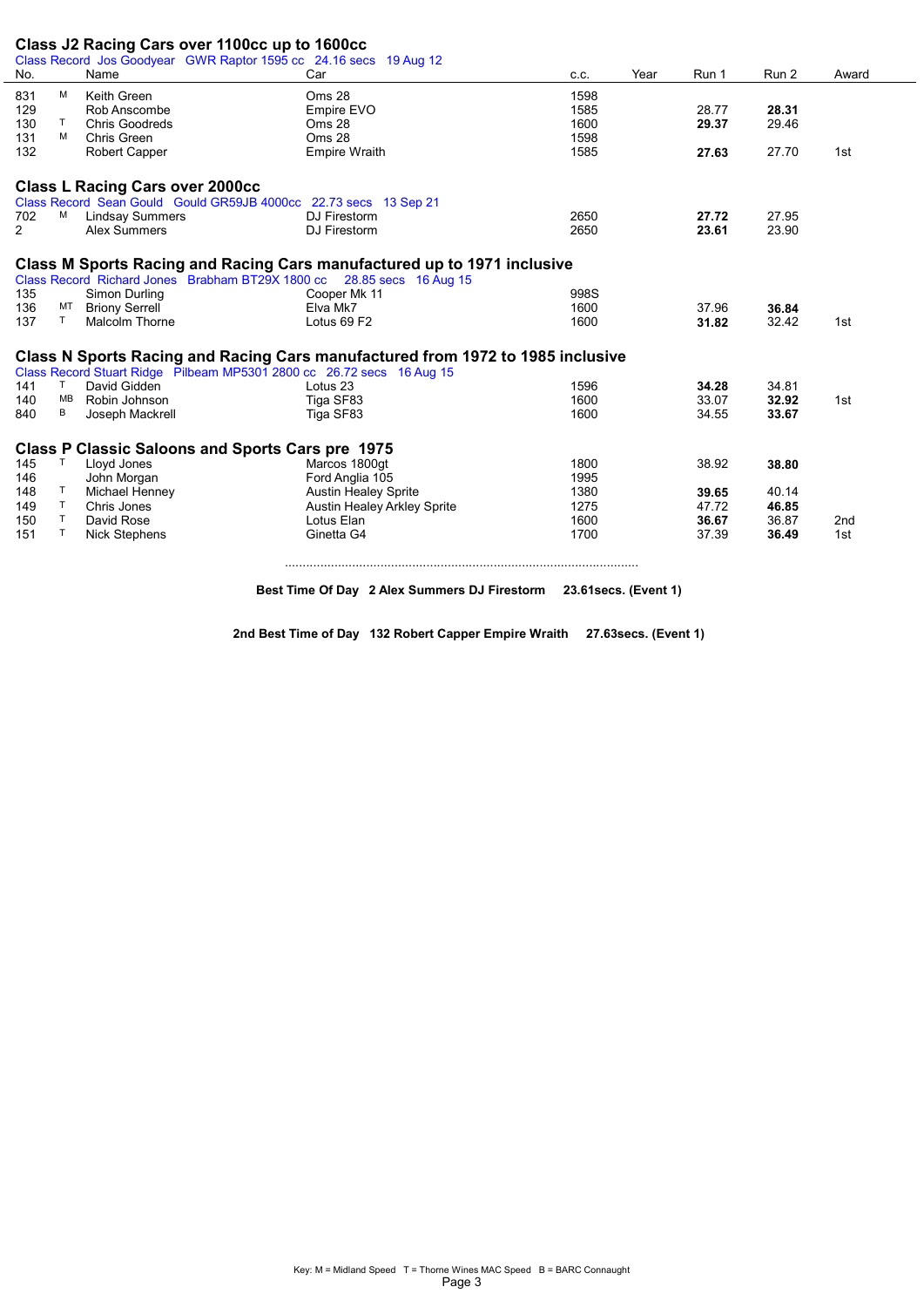## Class J2 Racing Cars over 1100cc up to 1600cc

Class Record Jos Goodyear GWR Raptor 1595 cc 24.16 secs 19 Aug 12

| No. | | Name | Car | c.c. | Year | Run 1 | Run 2 | Award |
|---|---|---|---|---|---|---|---|---|
| 831 | M | Keith Green | Oms 28 | 1598 | | | | |
| 129 | | Rob Anscombe | Empire EVO | 1585 | | 28.77 | **28.31** | |
| 130 | T | Chris Goodreds | Oms 28 | 1600 | | **29.37** | 29.46 | |
| 131 | M | Chris Green | Oms 28 | 1598 | | | | |
| 132 | | Robert Capper | Empire Wraith | 1585 | | **27.63** | 27.70 | 1st |

## Class L Racing Cars over 2000cc

Class Record Sean Gould Gould GR59JB 4000cc 22.73 secs 13 Sep 21

| No. | | Name | Car | c.c. | Year | Run 1 | Run 2 | Award |
|---|---|---|---|---|---|---|---|---|
| 702 | M | Lindsay Summers | DJ Firestorm | 2650 | | **27.72** | 27.95 | |
| 2 | | Alex Summers | DJ Firestorm | 2650 | | **23.61** | 23.90 | |

## Class M Sports Racing and Racing Cars manufactured up to 1971 inclusive

Class Record Richard Jones Brabham BT29X 1800 cc 28.85 secs 16 Aug 15

| No. | | Name | Car | c.c. | Year | Run 1 | Run 2 | Award |
|---|---|---|---|---|---|---|---|---|
| 135 | | Simon Durling | Cooper Mk 11 | 998S | | | | |
| 136 | MT | Briony Serrell | Elva Mk7 | 1600 | | 37.96 | **36.84** | |
| 137 | T | Malcolm Thorne | Lotus 69 F2 | 1600 | | **31.82** | 32.42 | 1st |

## Class N Sports Racing and Racing Cars manufactured from 1972 to 1985 inclusive

Class Record Stuart Ridge Pilbeam MP5301 2800 cc 26.72 secs 16 Aug 15

| No. | | Name | Car | c.c. | Year | Run 1 | Run 2 | Award |
|---|---|---|---|---|---|---|---|---|
| 141 | T | David Gidden | Lotus 23 | 1596 | | **34.28** | 34.81 | |
| 140 | MB | Robin Johnson | Tiga SF83 | 1600 | | 33.07 | **32.92** | 1st |
| 840 | B | Joseph Mackrell | Tiga SF83 | 1600 | | 34.55 | **33.67** | |

## Class P Classic Saloons and Sports Cars pre 1975

| No. | | Name | Car | c.c. | Year | Run 1 | Run 2 | Award |
|---|---|---|---|---|---|---|---|---|
| 145 | T | Lloyd Jones | Marcos 1800gt | 1800 | | 38.92 | **38.80** | |
| 146 | | John Morgan | Ford Anglia 105 | 1995 | | | | |
| 148 | T | Michael Henney | Austin Healey Sprite | 1380 | | **39.65** | 40.14 | |
| 149 | T | Chris Jones | Austin Healey Arkley Sprite | 1275 | | 47.72 | **46.85** | |
| 150 | T | David Rose | Lotus Elan | 1600 | | **36.67** | 36.87 | 2nd |
| 151 | T | Nick Stephens | Ginetta G4 | 1700 | | 37.39 | **36.49** | 1st |

.....................................................................................................

**Best Time Of Day 2 Alex Summers DJ Firestorm 23.61secs. (Event 1)**

**2nd Best Time of Day 132 Robert Capper Empire Wraith 27.63secs. (Event 1)**

Key: M = Midland Speed T = Thorne Wines MAC Speed B = BARC Connaught